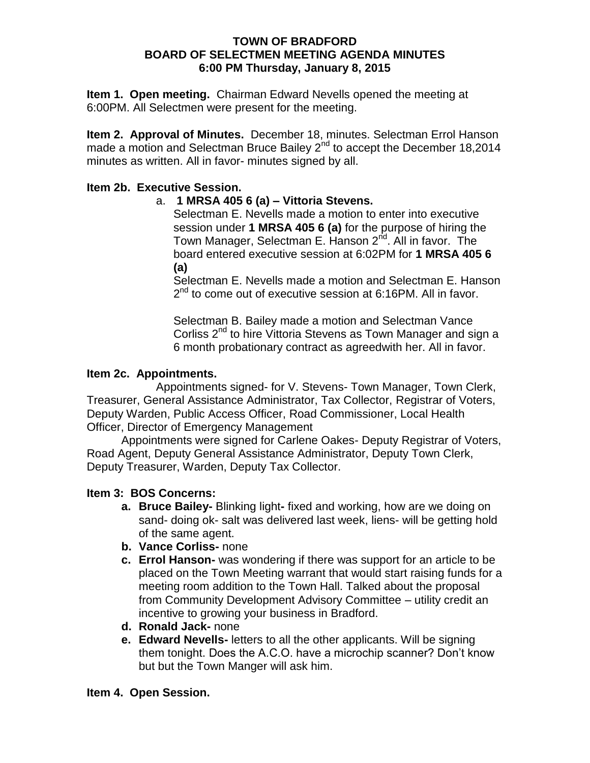**TOWN OF BRADFORD**
**BOARD OF SELECTMEN MEETING AGENDA MINUTES**
**6:00 PM Thursday, January 8, 2015**

**Item 1. Open meeting.** Chairman Edward Nevells opened the meeting at 6:00PM. All Selectmen were present for the meeting.

**Item 2. Approval of Minutes.** December 18, minutes. Selectman Errol Hanson made a motion and Selectman Bruce Bailey 2nd to accept the December 18,2014 minutes as written. All in favor- minutes signed by all.

**Item 2b. Executive Session.**

a. **1 MRSA 405 6 (a) – Vittoria Stevens.**

Selectman E. Nevells made a motion to enter into executive session under **1 MRSA 405 6 (a)** for the purpose of hiring the Town Manager, Selectman E. Hanson 2nd. All in favor. The board entered executive session at 6:02PM for **1 MRSA 405 6 (a)**

Selectman E. Nevells made a motion and Selectman E. Hanson 2nd to come out of executive session at 6:16PM. All in favor.

Selectman B. Bailey made a motion and Selectman Vance Corliss 2nd to hire Vittoria Stevens as Town Manager and sign a 6 month probationary contract as agreedwith her. All in favor.

**Item 2c. Appointments.**

Appointments signed- for V. Stevens- Town Manager, Town Clerk, Treasurer, General Assistance Administrator, Tax Collector, Registrar of Voters, Deputy Warden, Public Access Officer, Road Commissioner, Local Health Officer, Director of Emergency Management

Appointments were signed for Carlene Oakes- Deputy Registrar of Voters, Road Agent, Deputy General Assistance Administrator, Deputy Town Clerk, Deputy Treasurer, Warden, Deputy Tax Collector.

**Item 3: BOS Concerns:**

- **a. Bruce Bailey-** Blinking light**-** fixed and working, how are we doing on sand- doing ok- salt was delivered last week, liens- will be getting hold of the same agent.
- **b. Vance Corliss-** none
- **c. Errol Hanson-** was wondering if there was support for an article to be placed on the Town Meeting warrant that would start raising funds for a meeting room addition to the Town Hall. Talked about the proposal from Community Development Advisory Committee – utility credit an incentive to growing your business in Bradford.
- **d. Ronald Jack-** none
- **e. Edward Nevells-** letters to all the other applicants. Will be signing them tonight. Does the A.C.O. have a microchip scanner? Don't know but but the Town Manger will ask him.

**Item 4. Open Session.**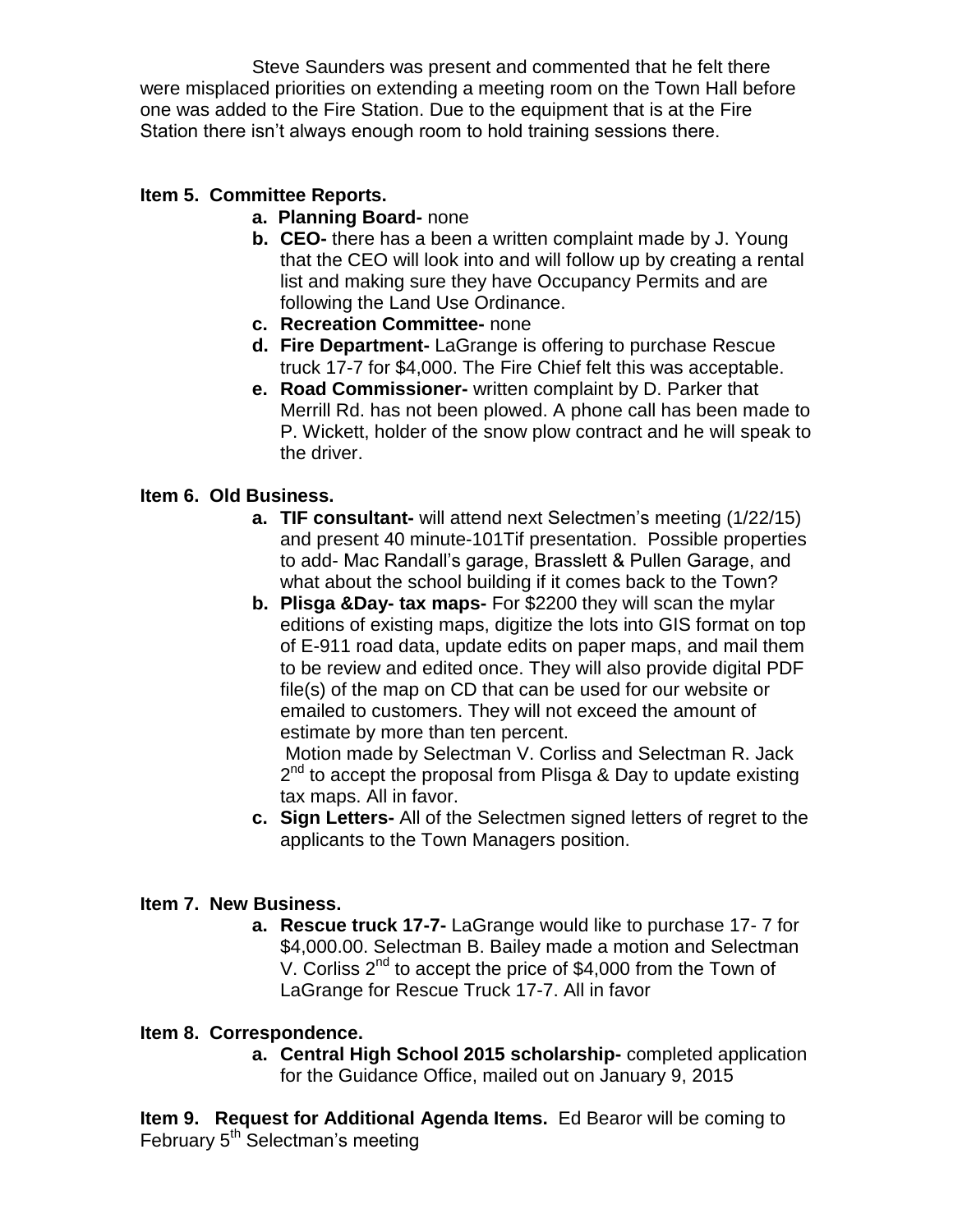Steve Saunders was present and commented that he felt there were misplaced priorities on extending a meeting room on the Town Hall before one was added to the Fire Station. Due to the equipment that is at the Fire Station there isn't always enough room to hold training sessions there.

**Item 5. Committee Reports.**

- **a. Planning Board-** none
- **b. CEO-** there has a been a written complaint made by J. Young that the CEO will look into and will follow up by creating a rental list and making sure they have Occupancy Permits and are following the Land Use Ordinance.
- **c. Recreation Committee-** none
- **d. Fire Department-** LaGrange is offering to purchase Rescue truck 17-7 for $4,000. The Fire Chief felt this was acceptable.
- **e. Road Commissioner-** written complaint by D. Parker that Merrill Rd. has not been plowed. A phone call has been made to P. Wickett, holder of the snow plow contract and he will speak to the driver.

**Item 6. Old Business.**

- **a. TIF consultant-** will attend next Selectmen's meeting (1/22/15) and present 40 minute-101Tif presentation. Possible properties to add- Mac Randall's garage, Brasslett & Pullen Garage, and what about the school building if it comes back to the Town?
- **b. Plisga &Day- tax maps-** For $2200 they will scan the mylar editions of existing maps, digitize the lots into GIS format on top of E-911 road data, update edits on paper maps, and mail them to be review and edited once. They will also provide digital PDF file(s) of the map on CD that can be used for our website or emailed to customers. They will not exceed the amount of estimate by more than ten percent.

  Motion made by Selectman V. Corliss and Selectman R. Jack 2nd to accept the proposal from Plisga & Day to update existing tax maps. All in favor.
- **c. Sign Letters-** All of the Selectmen signed letters of regret to the applicants to the Town Managers position.

**Item 7. New Business.**

- **a. Rescue truck 17-7-** LaGrange would like to purchase 17- 7 for $4,000.00. Selectman B. Bailey made a motion and Selectman V. Corliss 2nd to accept the price of $4,000 from the Town of LaGrange for Rescue Truck 17-7. All in favor

**Item 8. Correspondence.**

- **a. Central High School 2015 scholarship-** completed application for the Guidance Office, mailed out on January 9, 2015

**Item 9. Request for Additional Agenda Items.** Ed Bearor will be coming to February 5th Selectman's meeting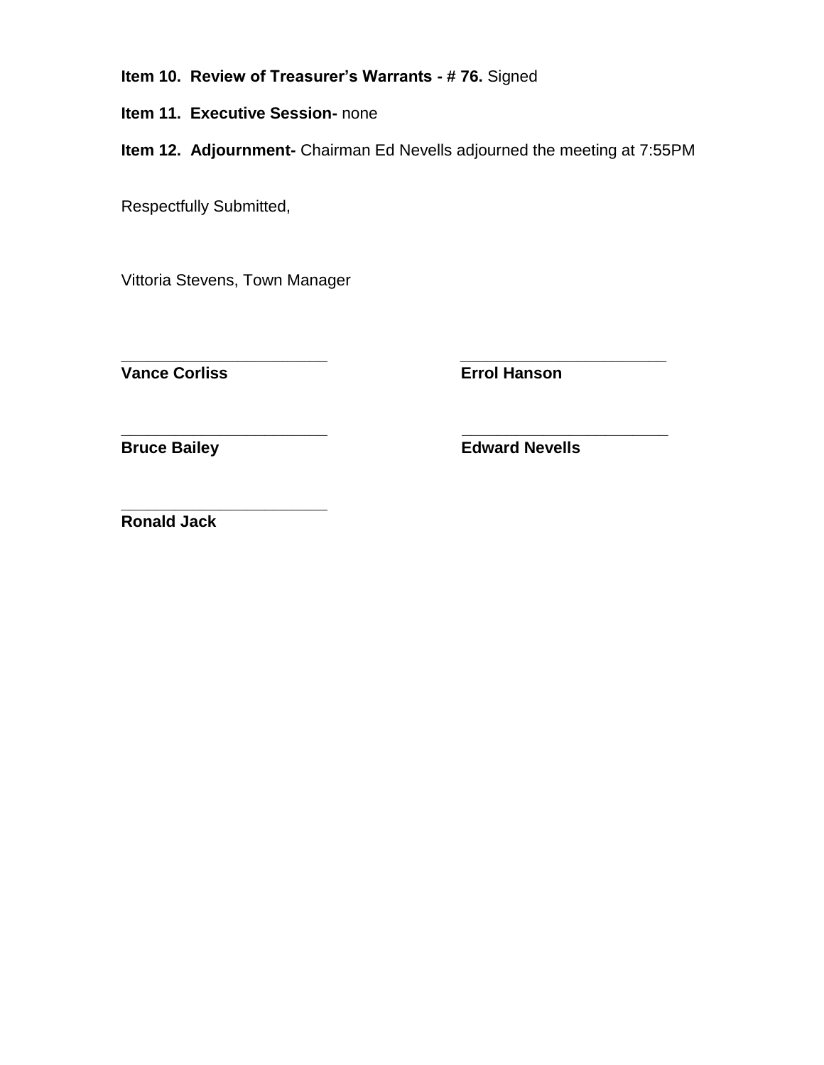**Item 10. Review of Treasurer's Warrants - # 76.** Signed

**Item 11. Executive Session-** none

**Item 12. Adjournment-** Chairman Ed Nevells adjourned the meeting at 7:55PM

Respectfully Submitted,

Vittoria Stevens, Town Manager

| | |
|---|---|
| _______________________ | _______________________ |
| **Vance Corliss** | **Errol Hanson** |
| _______________________ | _______________________ |
| **Bruce Bailey** | **Edward Nevells** |
| _______________________ | |
| **Ronald Jack** | |